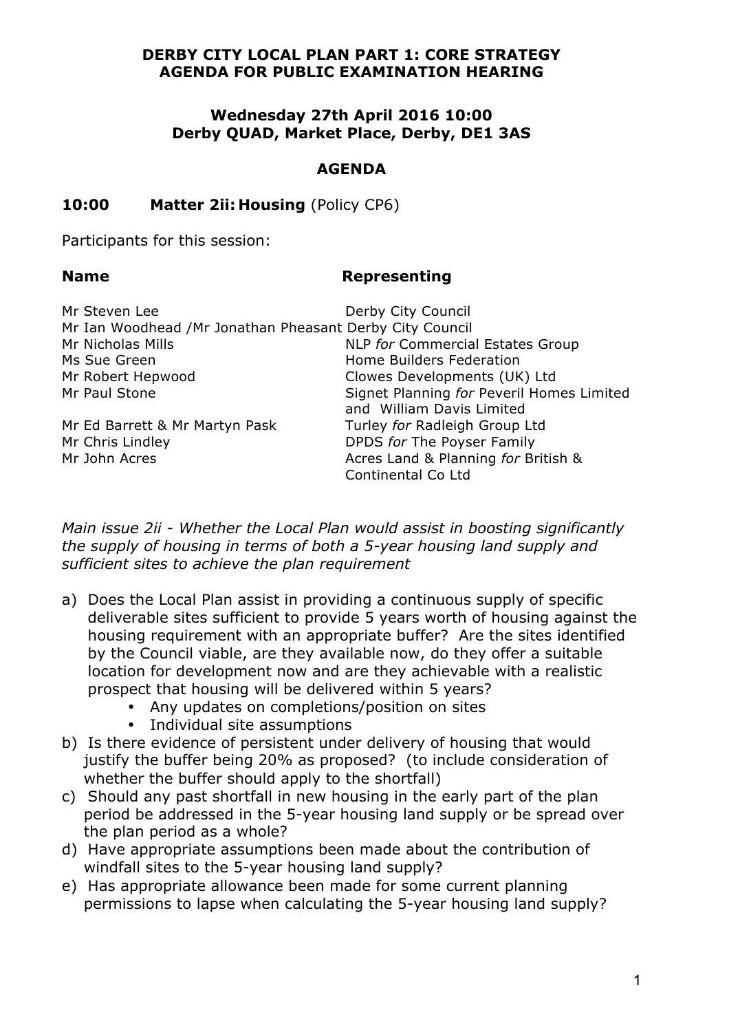# DERBY CITY LOCAL PLAN PART 1: CORE STRATEGY
# AGENDA FOR PUBLIC EXAMINATION HEARING

**Wednesday 27th April 2016 10:00**
**Derby QUAD, Market Place, Derby, DE1 3AS**

## AGENDA

**10:00 Matter 2ii: Housing** (Policy CP6)

Participants for this session:

| **Name** | **Representing** |
|---|---|
| Mr Steven Lee | Derby City Council |
| Mr Ian Woodhead /Mr Jonathan Pheasant | Derby City Council |
| Mr Nicholas Mills | NLP *for* Commercial Estates Group |
| Ms Sue Green | Home Builders Federation |
| Mr Robert Hepwood | Clowes Developments (UK) Ltd |
| Mr Paul Stone | Signet Planning *for* Peveril Homes Limited and William Davis Limited |
| Mr Ed Barrett & Mr Martyn Pask | Turley *for* Radleigh Group Ltd |
| Mr Chris Lindley | DPDS *for* The Poyser Family |
| Mr John Acres | Acres Land & Planning *for* British & Continental Co Ltd |

*Main issue 2ii - Whether the Local Plan would assist in boosting significantly the supply of housing in terms of both a 5-year housing land supply and sufficient sites to achieve the plan requirement*

a) Does the Local Plan assist in providing a continuous supply of specific deliverable sites sufficient to provide 5 years worth of housing against the housing requirement with an appropriate buffer? Are the sites identified by the Council viable, are they available now, do they offer a suitable location for development now and are they achievable with a realistic prospect that housing will be delivered within 5 years?
   - Any updates on completions/position on sites
   - Individual site assumptions

b) Is there evidence of persistent under delivery of housing that would justify the buffer being 20% as proposed? (to include consideration of whether the buffer should apply to the shortfall)

c) Should any past shortfall in new housing in the early part of the plan period be addressed in the 5-year housing land supply or be spread over the plan period as a whole?

d) Have appropriate assumptions been made about the contribution of windfall sites to the 5-year housing land supply?

e) Has appropriate allowance been made for some current planning permissions to lapse when calculating the 5-year housing land supply?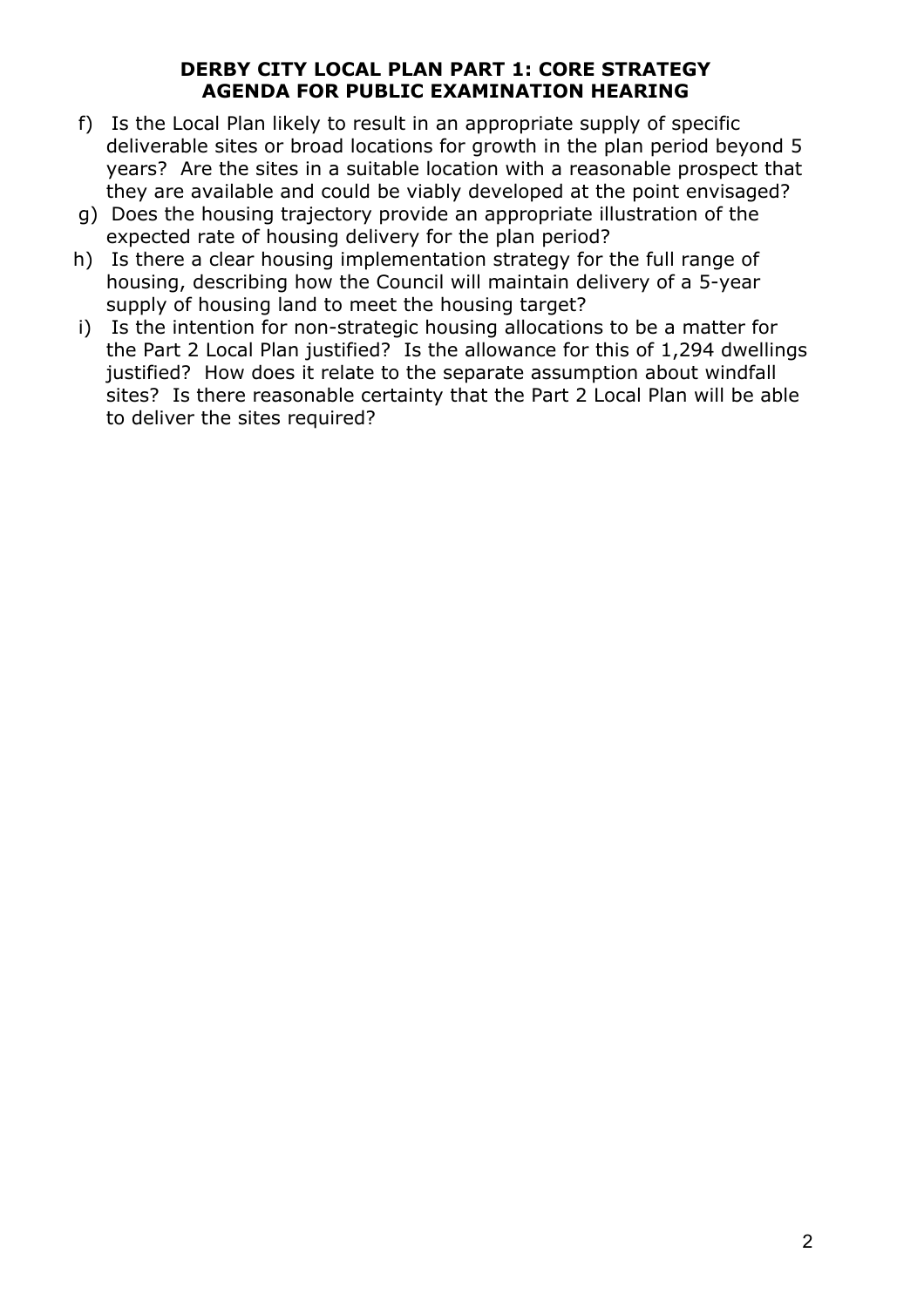**DERBY CITY LOCAL PLAN PART 1: CORE STRATEGY**
**AGENDA FOR PUBLIC EXAMINATION HEARING**

f) Is the Local Plan likely to result in an appropriate supply of specific deliverable sites or broad locations for growth in the plan period beyond 5 years? Are the sites in a suitable location with a reasonable prospect that they are available and could be viably developed at the point envisaged?

g) Does the housing trajectory provide an appropriate illustration of the expected rate of housing delivery for the plan period?

h) Is there a clear housing implementation strategy for the full range of housing, describing how the Council will maintain delivery of a 5-year supply of housing land to meet the housing target?

i) Is the intention for non-strategic housing allocations to be a matter for the Part 2 Local Plan justified? Is the allowance for this of 1,294 dwellings justified? How does it relate to the separate assumption about windfall sites? Is there reasonable certainty that the Part 2 Local Plan will be able to deliver the sites required?